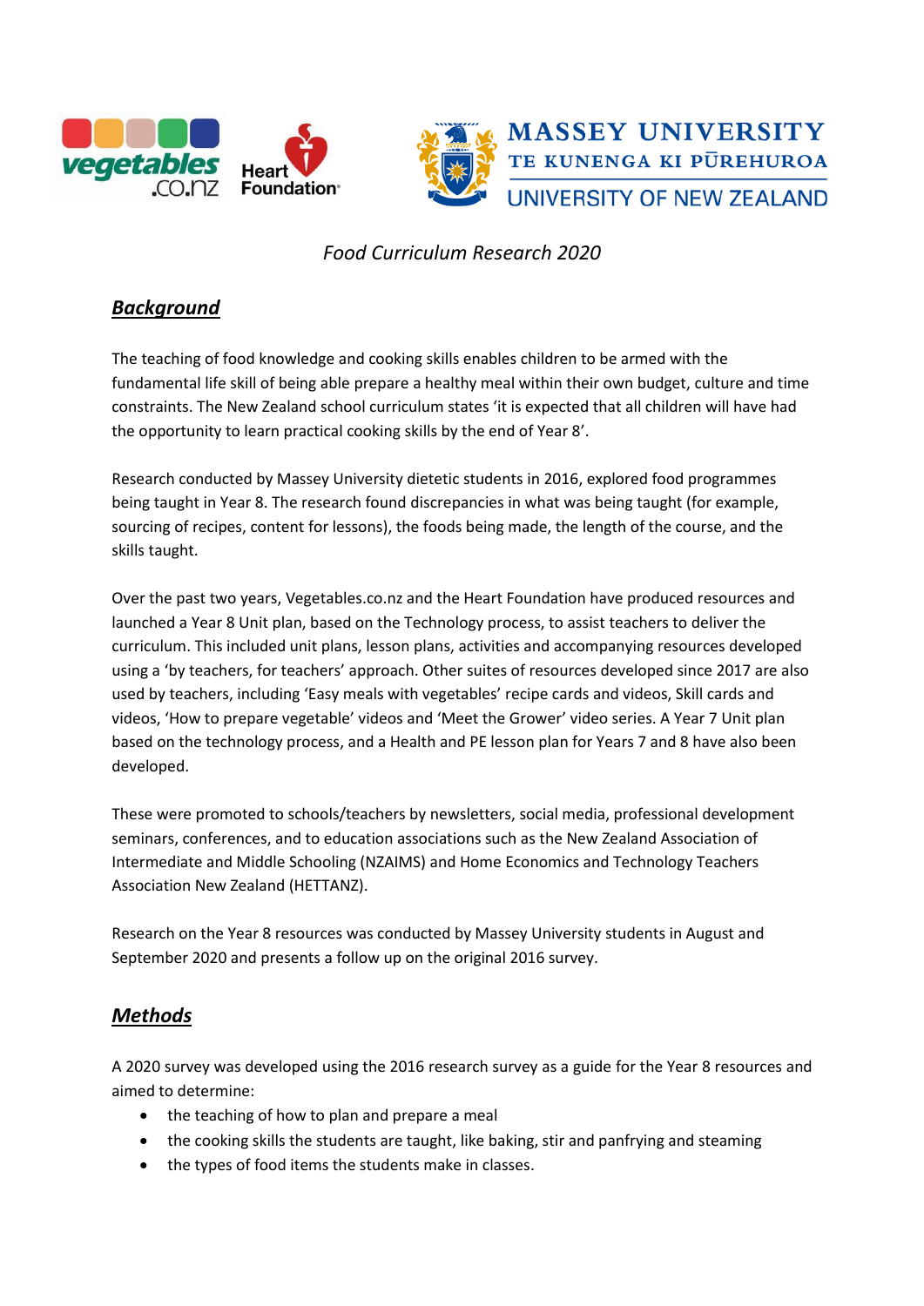*Food Curriculum Research 2020*

## ***Background***

The teaching of food knowledge and cooking skills enables children to be armed with the fundamental life skill of being able prepare a healthy meal within their own budget, culture and time constraints. The New Zealand school curriculum states 'it is expected that all children will have had the opportunity to learn practical cooking skills by the end of Year 8'.

Research conducted by Massey University dietetic students in 2016, explored food programmes being taught in Year 8. The research found discrepancies in what was being taught (for example, sourcing of recipes, content for lessons), the foods being made, the length of the course, and the skills taught.

Over the past two years, Vegetables.co.nz and the Heart Foundation have produced resources and launched a Year 8 Unit plan, based on the Technology process, to assist teachers to deliver the curriculum. This included unit plans, lesson plans, activities and accompanying resources developed using a 'by teachers, for teachers' approach. Other suites of resources developed since 2017 are also used by teachers, including 'Easy meals with vegetables' recipe cards and videos, Skill cards and videos, 'How to prepare vegetable' videos and 'Meet the Grower' video series. A Year 7 Unit plan based on the technology process, and a Health and PE lesson plan for Years 7 and 8 have also been developed.

These were promoted to schools/teachers by newsletters, social media, professional development seminars, conferences, and to education associations such as the New Zealand Association of Intermediate and Middle Schooling (NZAIMS) and Home Economics and Technology Teachers Association New Zealand (HETTANZ).

Research on the Year 8 resources was conducted by Massey University students in August and September 2020 and presents a follow up on the original 2016 survey.

## ***Methods***

A 2020 survey was developed using the 2016 research survey as a guide for the Year 8 resources and aimed to determine:

- the teaching of how to plan and prepare a meal
- the cooking skills the students are taught, like baking, stir and panfrying and steaming
- the types of food items the students make in classes.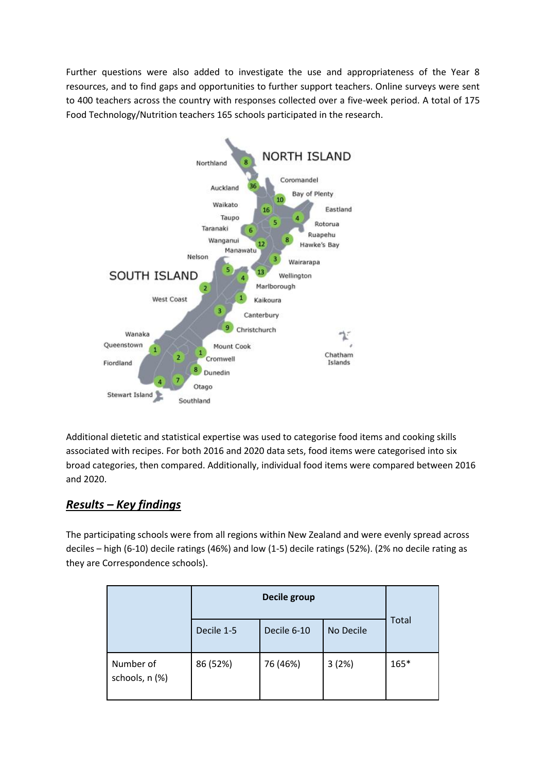Further questions were also added to investigate the use and appropriateness of the Year 8 resources, and to find gaps and opportunities to further support teachers. Online surveys were sent to 400 teachers across the country with responses collected over a five-week period. A total of 175 Food Technology/Nutrition teachers 165 schools participated in the research.

Additional dietetic and statistical expertise was used to categorise food items and cooking skills associated with recipes. For both 2016 and 2020 data sets, food items were categorised into six broad categories, then compared. Additionally, individual food items were compared between 2016 and 2020.

## ***Results – Key findings***

The participating schools were from all regions within New Zealand and were evenly spread across deciles – high (6-10) decile ratings (46%) and low (1-5) decile ratings (52%). (2% no decile rating as they are Correspondence schools).

| | Decile group | | | Total |
|---|---|---|---|---|
| | Decile 1-5 | Decile 6-10 | No Decile | |
| Number of schools, n (%) | 86 (52%) | 76 (46%) | 3 (2%) | 165* |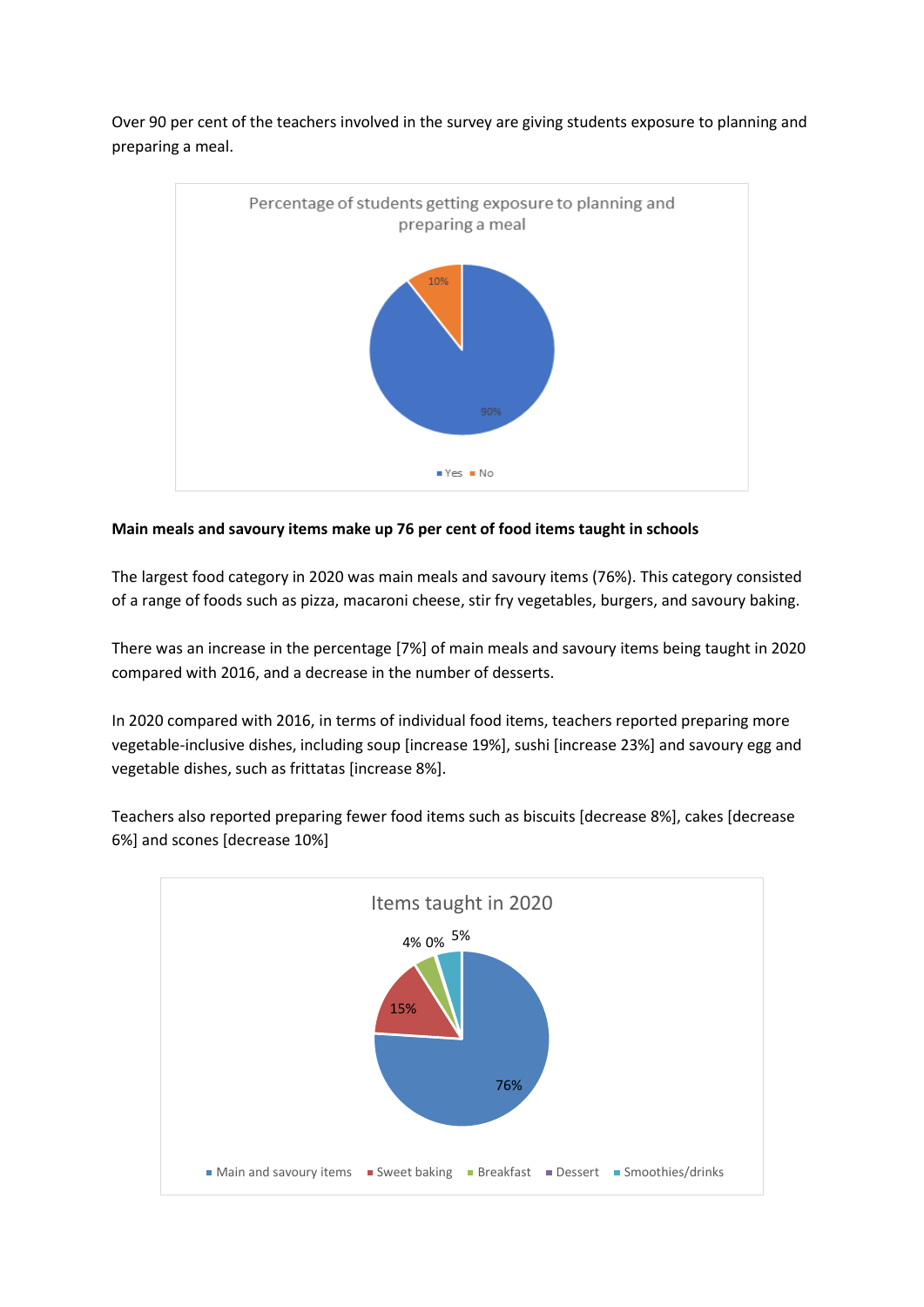Over 90 per cent of the teachers involved in the survey are giving students exposure to planning and preparing a meal.

Percentage of students getting exposure to planning and preparing a meal

| Response | Percentage |
|---|---|
| Yes | 90% |
| No | 10% |

**Main meals and savoury items make up 76 per cent of food items taught in schools**

The largest food category in 2020 was main meals and savoury items (76%). This category consisted of a range of foods such as pizza, macaroni cheese, stir fry vegetables, burgers, and savoury baking.

There was an increase in the percentage [7%] of main meals and savoury items being taught in 2020 compared with 2016, and a decrease in the number of desserts.

In 2020 compared with 2016, in terms of individual food items, teachers reported preparing more vegetable-inclusive dishes, including soup [increase 19%], sushi [increase 23%] and savoury egg and vegetable dishes, such as frittatas [increase 8%].

Teachers also reported preparing fewer food items such as biscuits [decrease 8%], cakes [decrease 6%] and scones [decrease 10%]

Items taught in 2020

| Category | Percentage |
|---|---|
| Main and savoury items | 76% |
| Sweet baking | 15% |
| Breakfast | 4% |
| Dessert | 0% |
| Smoothies/drinks | 5% |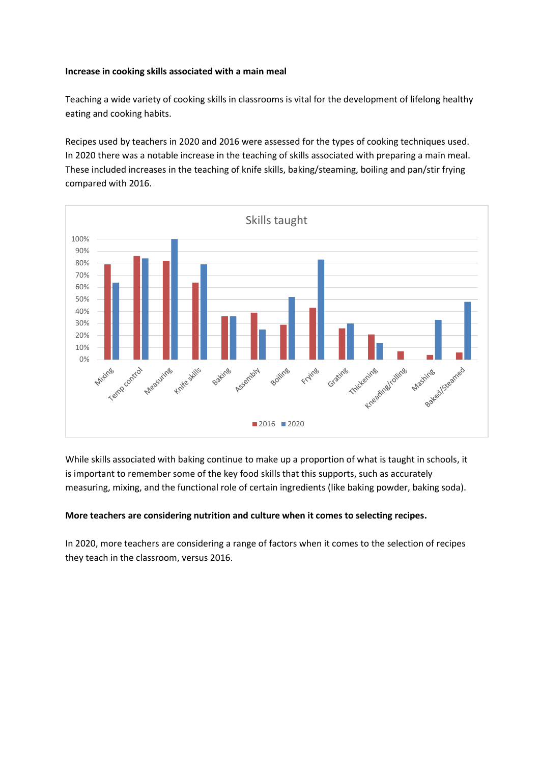**Increase in cooking skills associated with a main meal**

Teaching a wide variety of cooking skills in classrooms is vital for the development of lifelong healthy eating and cooking habits.

Recipes used by teachers in 2020 and 2016 were assessed for the types of cooking techniques used. In 2020 there was a notable increase in the teaching of skills associated with preparing a main meal. These included increases in the teaching of knife skills, baking/steaming, boiling and pan/stir frying compared with 2016.

While skills associated with baking continue to make up a proportion of what is taught in schools, it is important to remember some of the key food skills that this supports, such as accurately measuring, mixing, and the functional role of certain ingredients (like baking powder, baking soda).

**More teachers are considering nutrition and culture when it comes to selecting recipes.**

In 2020, more teachers are considering a range of factors when it comes to the selection of recipes they teach in the classroom, versus 2016.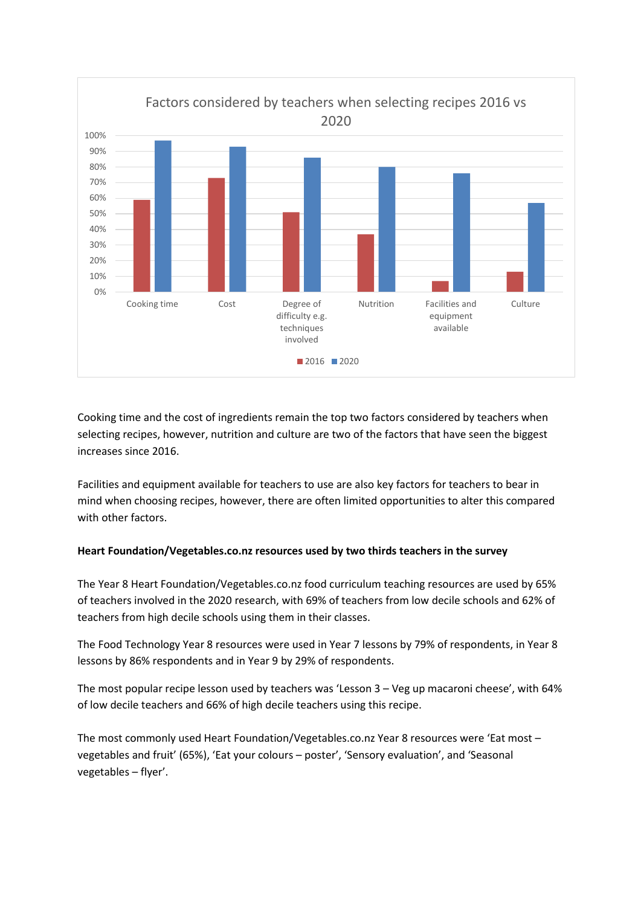Factors considered by teachers when selecting recipes 2016 vs 2020

Cooking time and the cost of ingredients remain the top two factors considered by teachers when selecting recipes, however, nutrition and culture are two of the factors that have seen the biggest increases since 2016.

Facilities and equipment available for teachers to use are also key factors for teachers to bear in mind when choosing recipes, however, there are often limited opportunities to alter this compared with other factors.

**Heart Foundation/Vegetables.co.nz resources used by two thirds teachers in the survey**

The Year 8 Heart Foundation/Vegetables.co.nz food curriculum teaching resources are used by 65% of teachers involved in the 2020 research, with 69% of teachers from low decile schools and 62% of teachers from high decile schools using them in their classes.

The Food Technology Year 8 resources were used in Year 7 lessons by 79% of respondents, in Year 8 lessons by 86% respondents and in Year 9 by 29% of respondents.

The most popular recipe lesson used by teachers was 'Lesson 3 – Veg up macaroni cheese', with 64% of low decile teachers and 66% of high decile teachers using this recipe.

The most commonly used Heart Foundation/Vegetables.co.nz Year 8 resources were 'Eat most – vegetables and fruit' (65%), 'Eat your colours – poster', 'Sensory evaluation', and 'Seasonal vegetables – flyer'.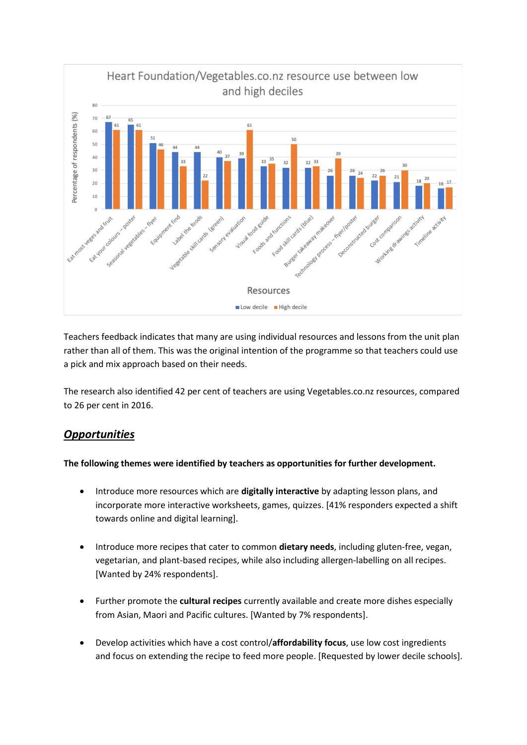**Heart Foundation/Vegetables.co.nz resource use between low and high deciles**

| Resources | Low decile (%) | High decile (%) |
|---|---|---|
| Eat most veges and fruit | 67 | 61 |
| Eat your colours – poster | 65 | 61 |
| Seasonal vegetables – flyer | 51 | 46 |
| Equipment find | 44 | 33 |
| Label the foods | 44 | 22 |
| Vegetable skill cards (green) | 40 | 37 |
| Sensory evaluation | 39 | 61 |
| Visual food guide | 33 | 35 |
| Foods and functions | 32 | 50 |
| Food skill cards (blue) | 32 | 33 |
| Burger takeaway makeover | 26 | 39 |
| Technology process – flyer/poster | 26 | 24 |
| Deconstructed burger | 22 | 26 |
| Cost comparison | 21 | 30 |
| Working drawings activity | 18 | 20 |
| Timeline activity | 16 | 17 |

Teachers feedback indicates that many are using individual resources and lessons from the unit plan rather than all of them. This was the original intention of the programme so that teachers could use a pick and mix approach based on their needs.

The research also identified 42 per cent of teachers are using Vegetables.co.nz resources, compared to 26 per cent in 2016.

## ***Opportunities***

**The following themes were identified by teachers as opportunities for further development.**

- Introduce more resources which are **digitally interactive** by adapting lesson plans, and incorporate more interactive worksheets, games, quizzes. [41% responders expected a shift towards online and digital learning].

- Introduce more recipes that cater to common **dietary needs**, including gluten-free, vegan, vegetarian, and plant-based recipes, while also including allergen-labelling on all recipes. [Wanted by 24% respondents].

- Further promote the **cultural recipes** currently available and create more dishes especially from Asian, Maori and Pacific cultures. [Wanted by 7% respondents].

- Develop activities which have a cost control/**affordability focus**, use low cost ingredients and focus on extending the recipe to feed more people. [Requested by lower decile schools].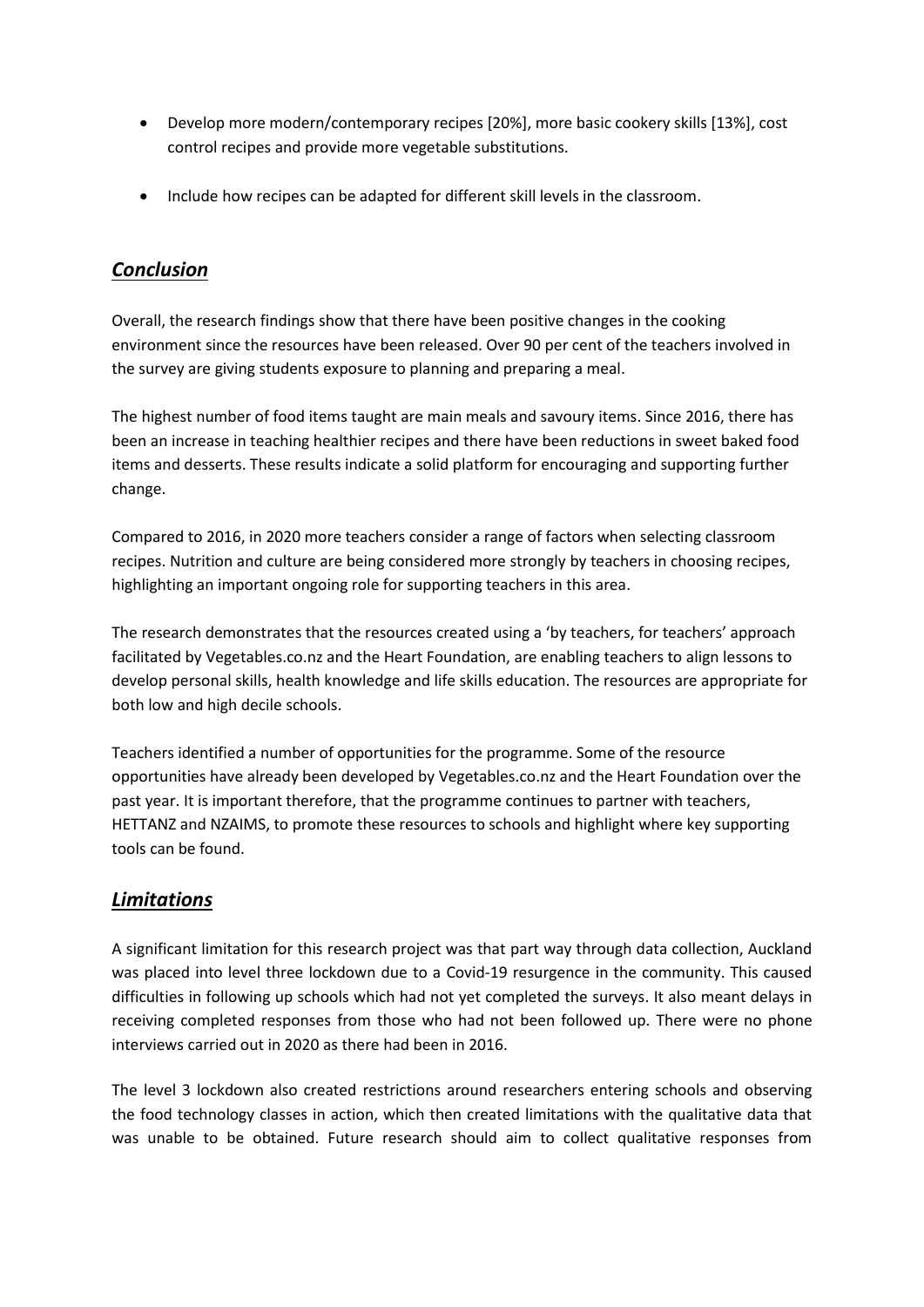- Develop more modern/contemporary recipes [20%], more basic cookery skills [13%], cost control recipes and provide more vegetable substitutions.
- Include how recipes can be adapted for different skill levels in the classroom.

## *Conclusion*

Overall, the research findings show that there have been positive changes in the cooking environment since the resources have been released. Over 90 per cent of the teachers involved in the survey are giving students exposure to planning and preparing a meal.

The highest number of food items taught are main meals and savoury items. Since 2016, there has been an increase in teaching healthier recipes and there have been reductions in sweet baked food items and desserts. These results indicate a solid platform for encouraging and supporting further change.

Compared to 2016, in 2020 more teachers consider a range of factors when selecting classroom recipes. Nutrition and culture are being considered more strongly by teachers in choosing recipes, highlighting an important ongoing role for supporting teachers in this area.

The research demonstrates that the resources created using a 'by teachers, for teachers' approach facilitated by Vegetables.co.nz and the Heart Foundation, are enabling teachers to align lessons to develop personal skills, health knowledge and life skills education. The resources are appropriate for both low and high decile schools.

Teachers identified a number of opportunities for the programme. Some of the resource opportunities have already been developed by Vegetables.co.nz and the Heart Foundation over the past year. It is important therefore, that the programme continues to partner with teachers, HETTANZ and NZAIMS, to promote these resources to schools and highlight where key supporting tools can be found.

## *Limitations*

A significant limitation for this research project was that part way through data collection, Auckland was placed into level three lockdown due to a Covid-19 resurgence in the community. This caused difficulties in following up schools which had not yet completed the surveys. It also meant delays in receiving completed responses from those who had not been followed up. There were no phone interviews carried out in 2020 as there had been in 2016.

The level 3 lockdown also created restrictions around researchers entering schools and observing the food technology classes in action, which then created limitations with the qualitative data that was unable to be obtained. Future research should aim to collect qualitative responses from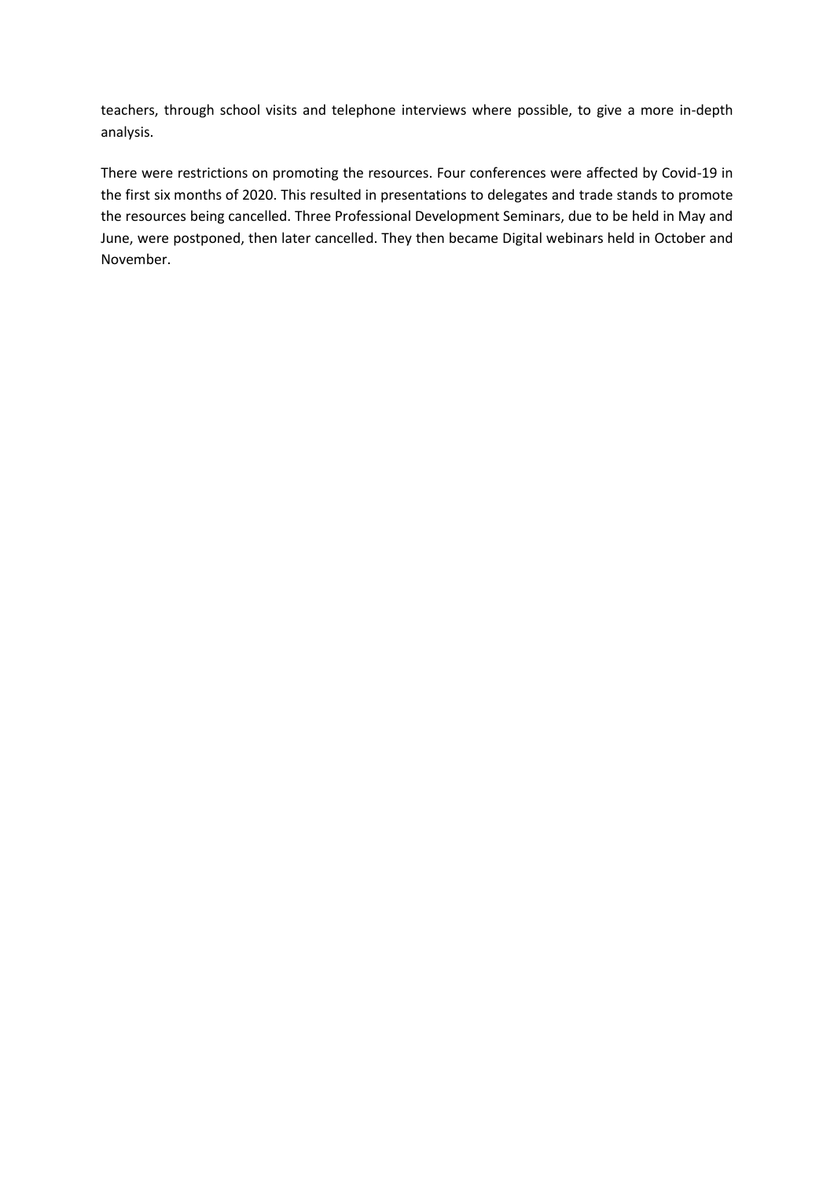teachers, through school visits and telephone interviews where possible, to give a more in-depth analysis.

There were restrictions on promoting the resources. Four conferences were affected by Covid-19 in the first six months of 2020. This resulted in presentations to delegates and trade stands to promote the resources being cancelled. Three Professional Development Seminars, due to be held in May and June, were postponed, then later cancelled. They then became Digital webinars held in October and November.